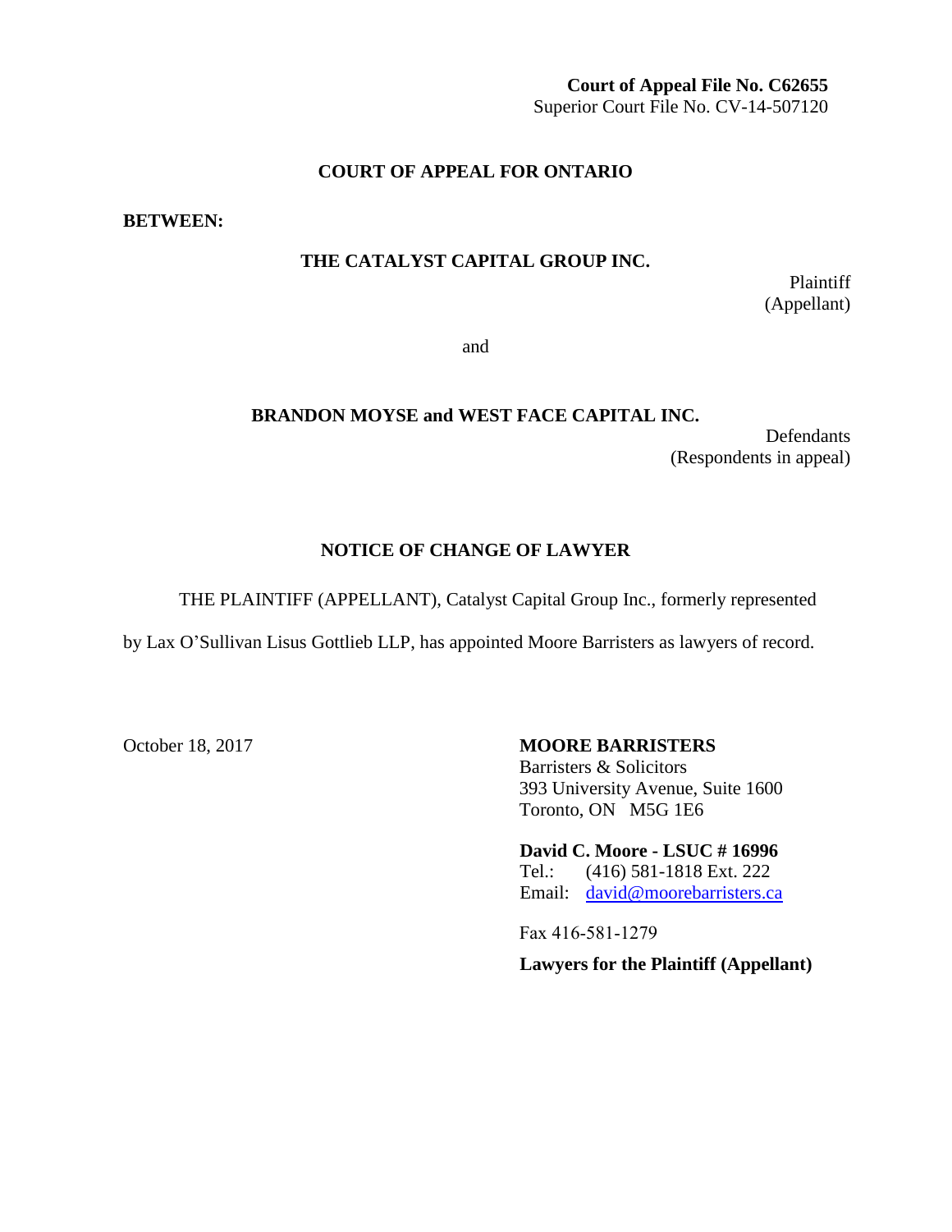**Court of Appeal File No. C62655**
Superior Court File No. CV-14-507120

**COURT OF APPEAL FOR ONTARIO**

**BETWEEN:**

**THE CATALYST CAPITAL GROUP INC.**

Plaintiff
(Appellant)

and

**BRANDON MOYSE and WEST FACE CAPITAL INC.**

Defendants
(Respondents in appeal)

# NOTICE OF CHANGE OF LAWYER

THE PLAINTIFF (APPELLANT), Catalyst Capital Group Inc., formerly represented by Lax O'Sullivan Lisus Gottlieb LLP, has appointed Moore Barristers as lawyers of record.

October 18, 2017

**MOORE BARRISTERS**
Barristers & Solicitors
393 University Avenue, Suite 1600
Toronto, ON M5G 1E6

**David C. Moore - LSUC # 16996**
Tel.: (416) 581-1818 Ext. 222
Email: david@moorebarristers.ca

Fax 416-581-1279

**Lawyers for the Plaintiff (Appellant)**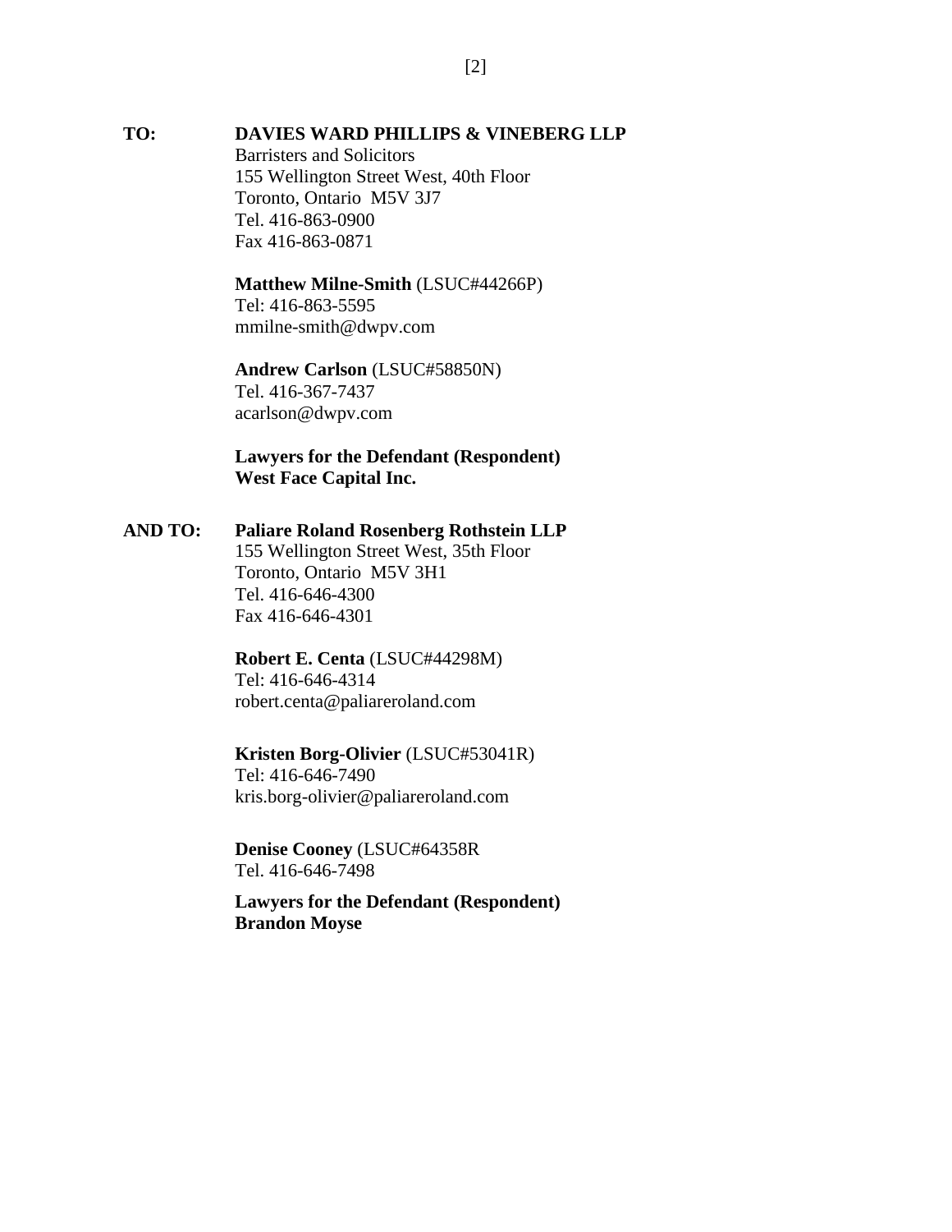**TO:** **DAVIES WARD PHILLIPS & VINEBERG LLP**
Barristers and Solicitors
155 Wellington Street West, 40th Floor
Toronto, Ontario M5V 3J7
Tel. 416-863-0900
Fax 416-863-0871

**Matthew Milne-Smith** (LSUC#44266P)
Tel: 416-863-5595
mmilne-smith@dwpv.com

**Andrew Carlson** (LSUC#58850N)
Tel. 416-367-7437
acarlson@dwpv.com

**Lawyers for the Defendant (Respondent) West Face Capital Inc.**

**AND TO:** **Paliare Roland Rosenberg Rothstein LLP**
155 Wellington Street West, 35th Floor
Toronto, Ontario M5V 3H1
Tel. 416-646-4300
Fax 416-646-4301

**Robert E. Centa** (LSUC#44298M)
Tel: 416-646-4314
robert.centa@paliareroland.com

**Kristen Borg-Olivier** (LSUC#53041R)
Tel: 416-646-7490
kris.borg-olivier@paliareroland.com

**Denise Cooney** (LSUC#64358R
Tel. 416-646-7498

**Lawyers for the Defendant (Respondent) Brandon Moyse**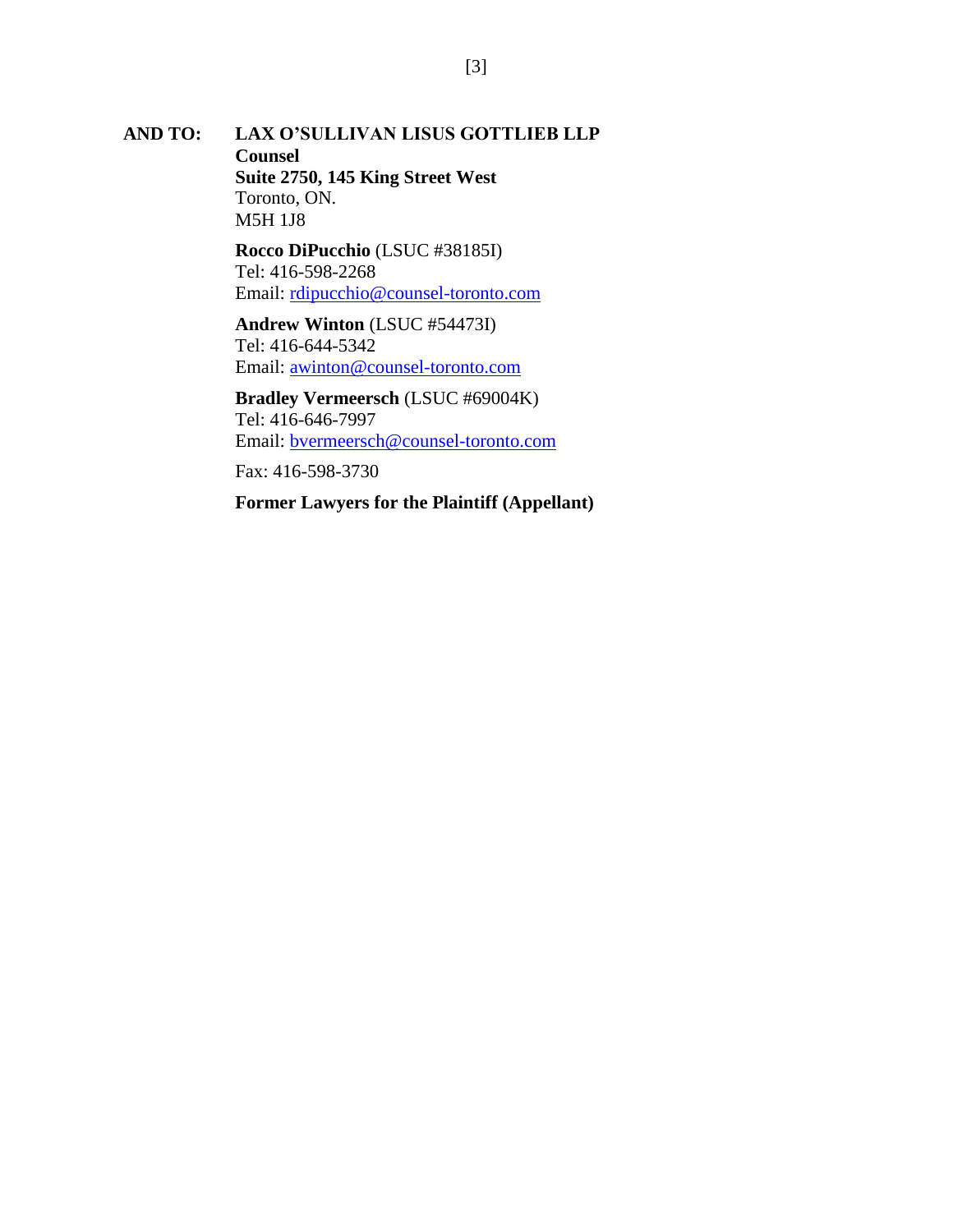**AND TO:** **LAX O'SULLIVAN LISUS GOTTLIEB LLP**
**Counsel**
**Suite 2750, 145 King Street West**
Toronto, ON.
M5H 1J8

**Rocco DiPucchio** (LSUC #38185I)
Tel: 416-598-2268
Email: rdipucchio@counsel-toronto.com

**Andrew Winton** (LSUC #54473I)
Tel: 416-644-5342
Email: awinton@counsel-toronto.com

**Bradley Vermeersch** (LSUC #69004K)
Tel: 416-646-7997
Email: bvermeersch@counsel-toronto.com

Fax: 416-598-3730

**Former Lawyers for the Plaintiff (Appellant)**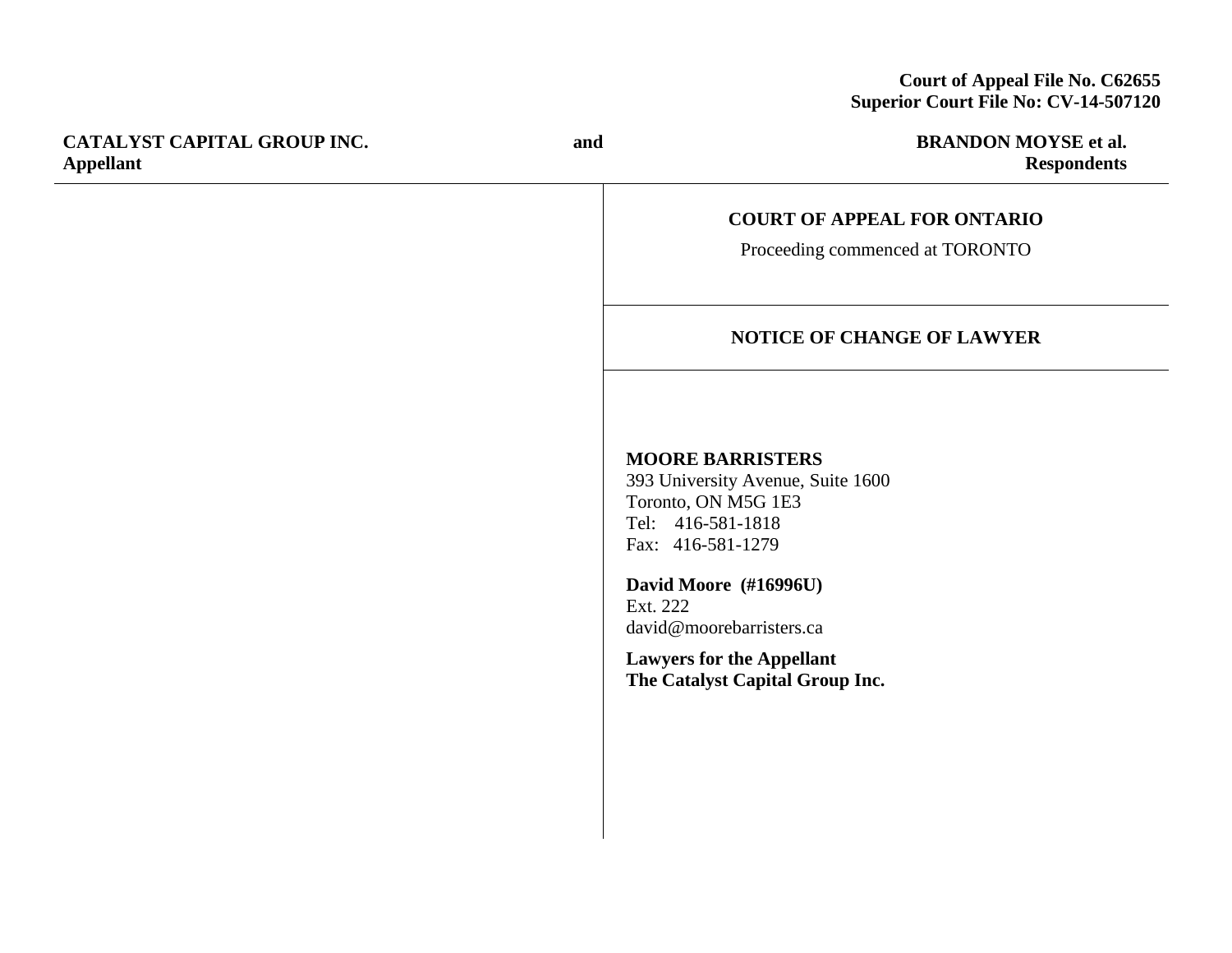**Court of Appeal File No. C62655**
**Superior Court File No: CV-14-507120**

**CATALYST CAPITAL GROUP INC.**
**Appellant**

**and**

**BRANDON MOYSE et al.**
**Respondents**

**COURT OF APPEAL FOR ONTARIO**

Proceeding commenced at TORONTO

**NOTICE OF CHANGE OF LAWYER**

**MOORE BARRISTERS**
393 University Avenue, Suite 1600
Toronto, ON M5G 1E3
Tel: 416-581-1818
Fax: 416-581-1279

**David Moore (#16996U)**
Ext. 222
david@moorebarristers.ca

**Lawyers for the Appellant**
**The Catalyst Capital Group Inc.**